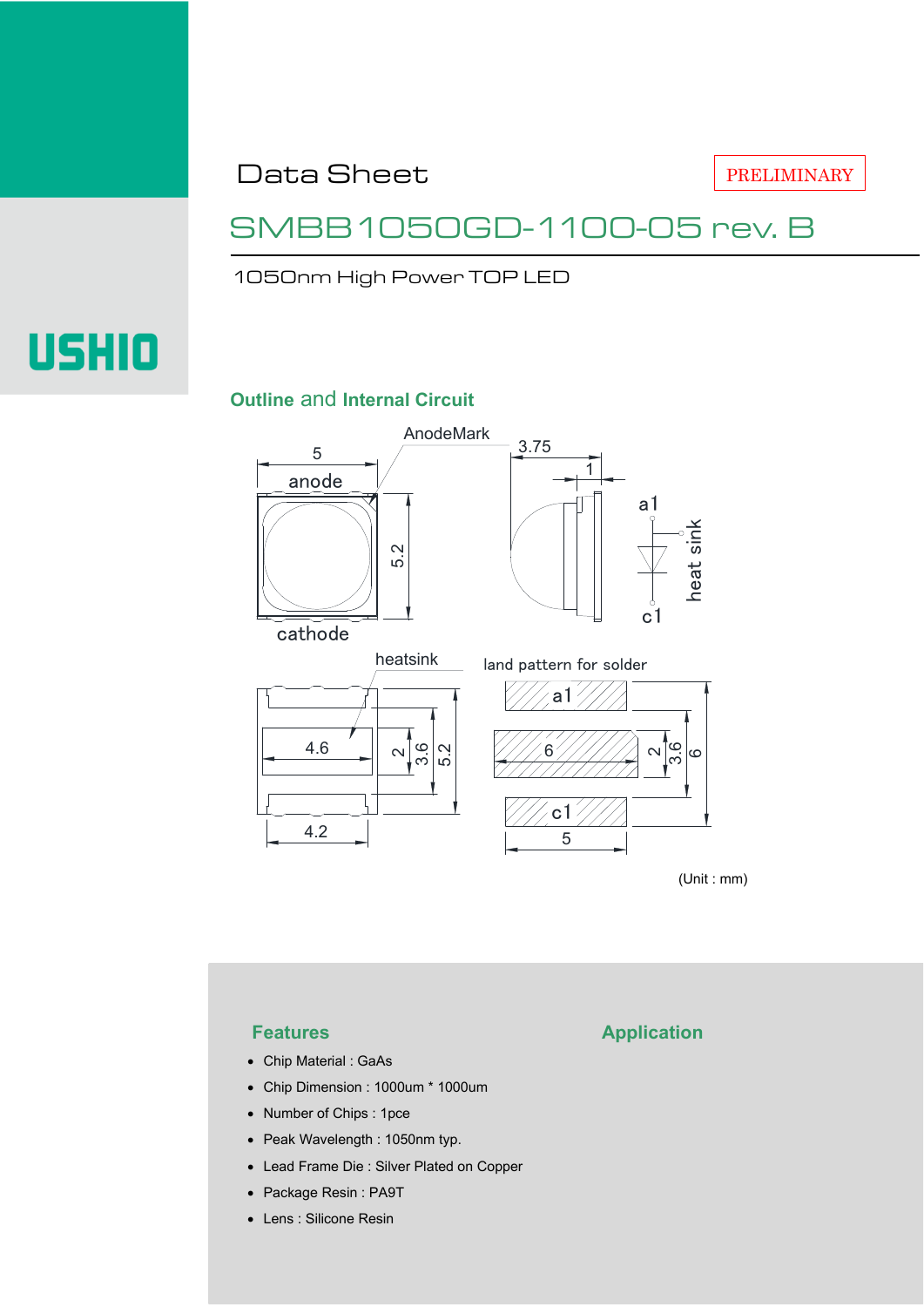USHIO

PRELIMINARY

# Data Sheet

## SMBB1050GD-1100-05 rev. B

1050nm High Power TOP LED

### Outline and Internal Circuit

AnodeMark

anode

cathode

heatsink

land pattern for solder

a1

c1

heat sink

(Unit : mm)

### Features

- Chip Material : GaAs
- Chip Dimension : 1000um * 1000um
- Number of Chips : 1pce
- Peak Wavelength : 1050nm typ.
- Lead Frame Die : Silver Plated on Copper
- Package Resin : PA9T
- Lens : Silicone Resin

### Application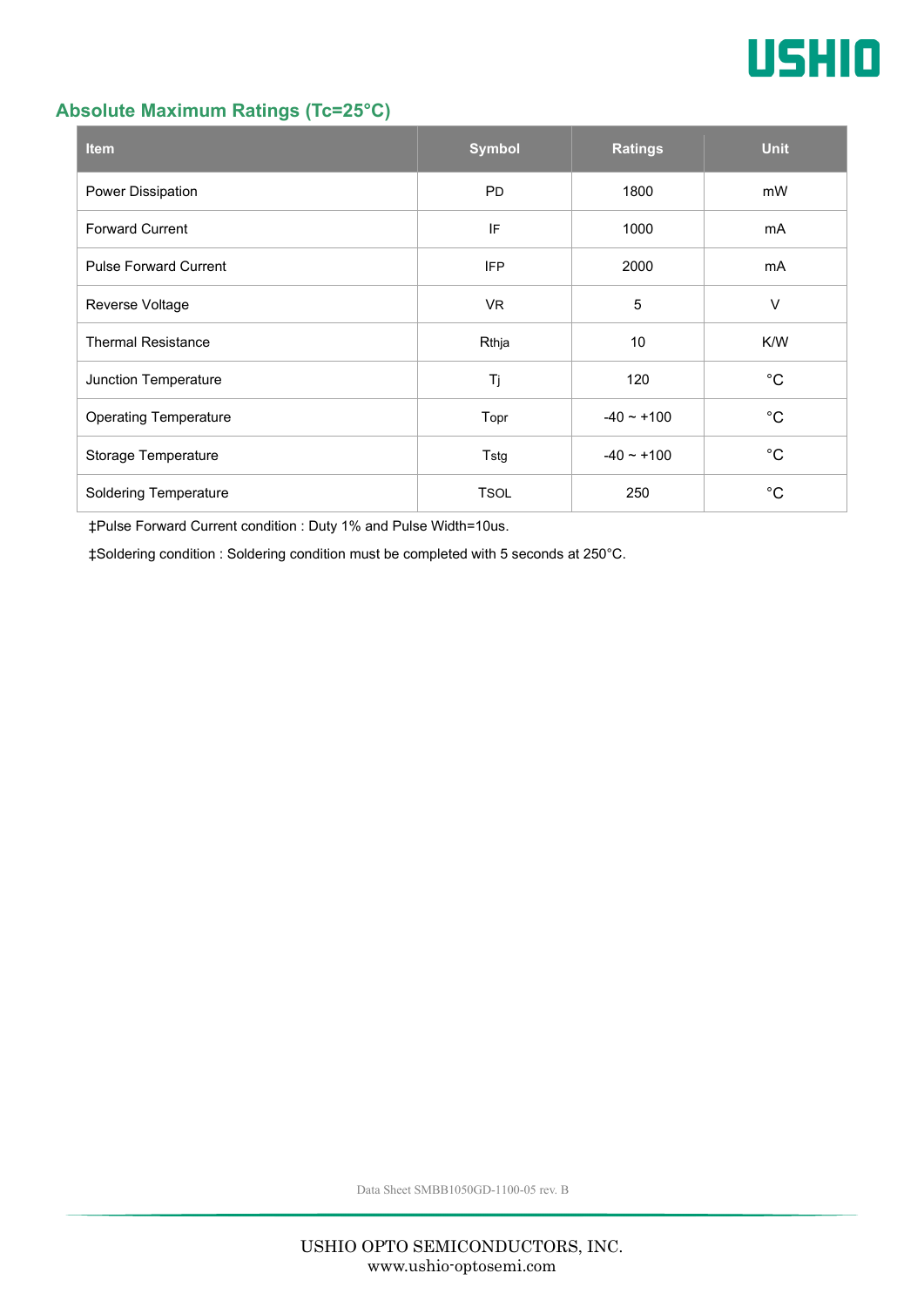## Absolute Maximum Ratings (Tc=25°C)

| Item | Symbol | Ratings | Unit |
|---|---|---|---|
| Power Dissipation | PD | 1800 | mW |
| Forward Current | IF | 1000 | mA |
| Pulse Forward Current | IFP | 2000 | mA |
| Reverse Voltage | VR | 5 | V |
| Thermal Resistance | Rthja | 10 | K/W |
| Junction Temperature | Tj | 120 | °C |
| Operating Temperature | Topr | -40 ~ +100 | °C |
| Storage Temperature | Tstg | -40 ~ +100 | °C |
| Soldering Temperature | TSOL | 250 | °C |

‡Pulse Forward Current condition : Duty 1% and Pulse Width=10us.

‡Soldering condition : Soldering condition must be completed with 5 seconds at 250°C.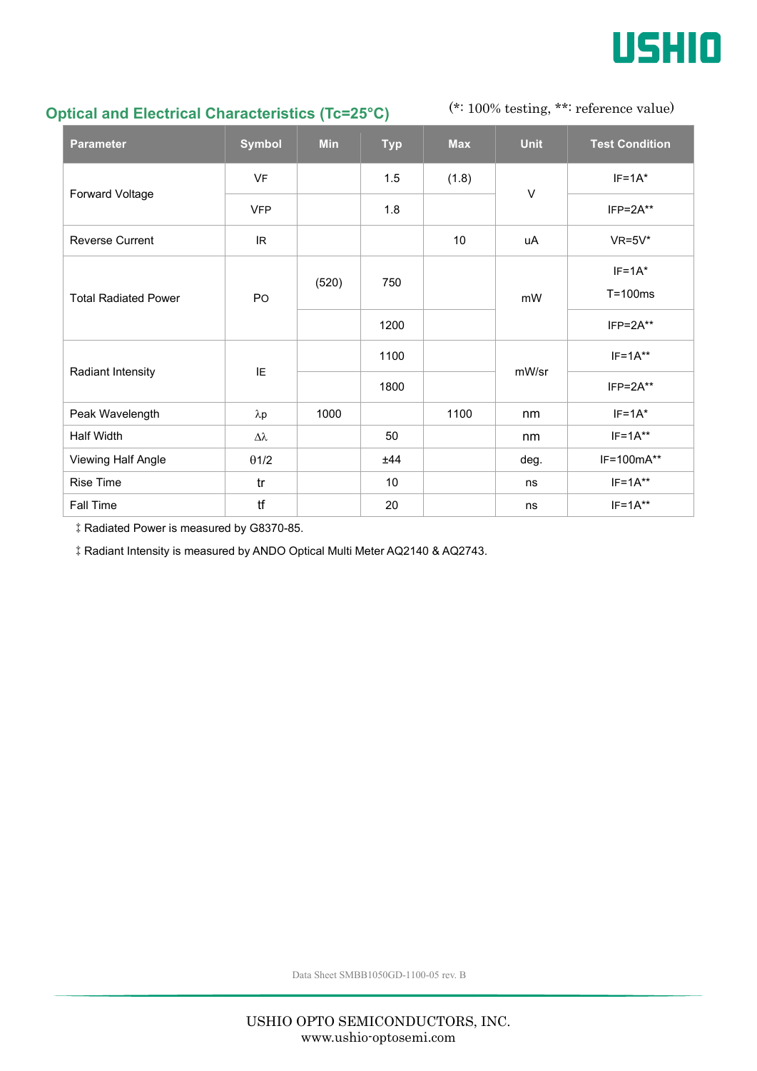## Optical and Electrical Characteristics (Tc=25°C)

(*: 100% testing, **: reference value)

| Parameter | Symbol | Min | Typ | Max | Unit | Test Condition |
|---|---|---|---|---|---|---|
| Forward Voltage | VF | | 1.5 | (1.8) | V | IF=1A* |
| | VFP | | 1.8 | | | IFP=2A** |
| Reverse Current | IR | | | 10 | uA | VR=5V* |
| Total Radiated Power | PO | (520) | 750 | | mW | IF=1A* T=100ms |
| | | | 1200 | | | IFP=2A** |
| Radiant Intensity | IE | | 1100 | | mW/sr | IF=1A** |
| | | | 1800 | | | IFP=2A** |
| Peak Wavelength | $\lambda p$ | 1000 | | 1100 | nm | IF=1A* |
| Half Width | $\Delta\lambda$ | | 50 | | nm | IF=1A** |
| Viewing Half Angle | $\theta 1/2$ | | ±44 | | deg. | IF=100mA** |
| Rise Time | tr | | 10 | | ns | IF=1A** |
| Fall Time | tf | | 20 | | ns | IF=1A** |

‡ Radiated Power is measured by G8370-85.

‡ Radiant Intensity is measured by ANDO Optical Multi Meter AQ2140 & AQ2743.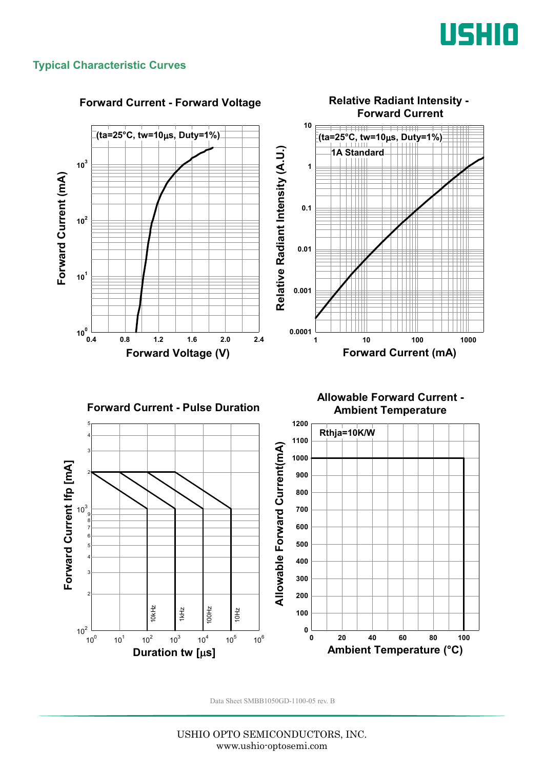## Typical Characteristic Curves

### Forward Current - Forward Voltage

(ta=25°C, tw=10μs, Duty=1%)

Forward Current (mA)

Forward Voltage (V)

### Relative Radiant Intensity - Forward Current

(ta=25°C, tw=10μs, Duty=1%)

1A Standard

Relative Radiant Intensity (A.U.)

Forward Current (mA)

### Forward Current - Pulse Duration

Forward Current Ifp [mA]

Duration tw [μs]

10kHz, 1kHz, 100Hz, 10Hz

### Allowable Forward Current - Ambient Temperature

Rthja=10K/W

Allowable Forward Current(mA)

Ambient Temperature (°C)

Data Sheet SMBB1050GD-1100-05 rev. B

USHIO OPTO SEMICONDUCTORS, INC.
www.ushio-optosemi.com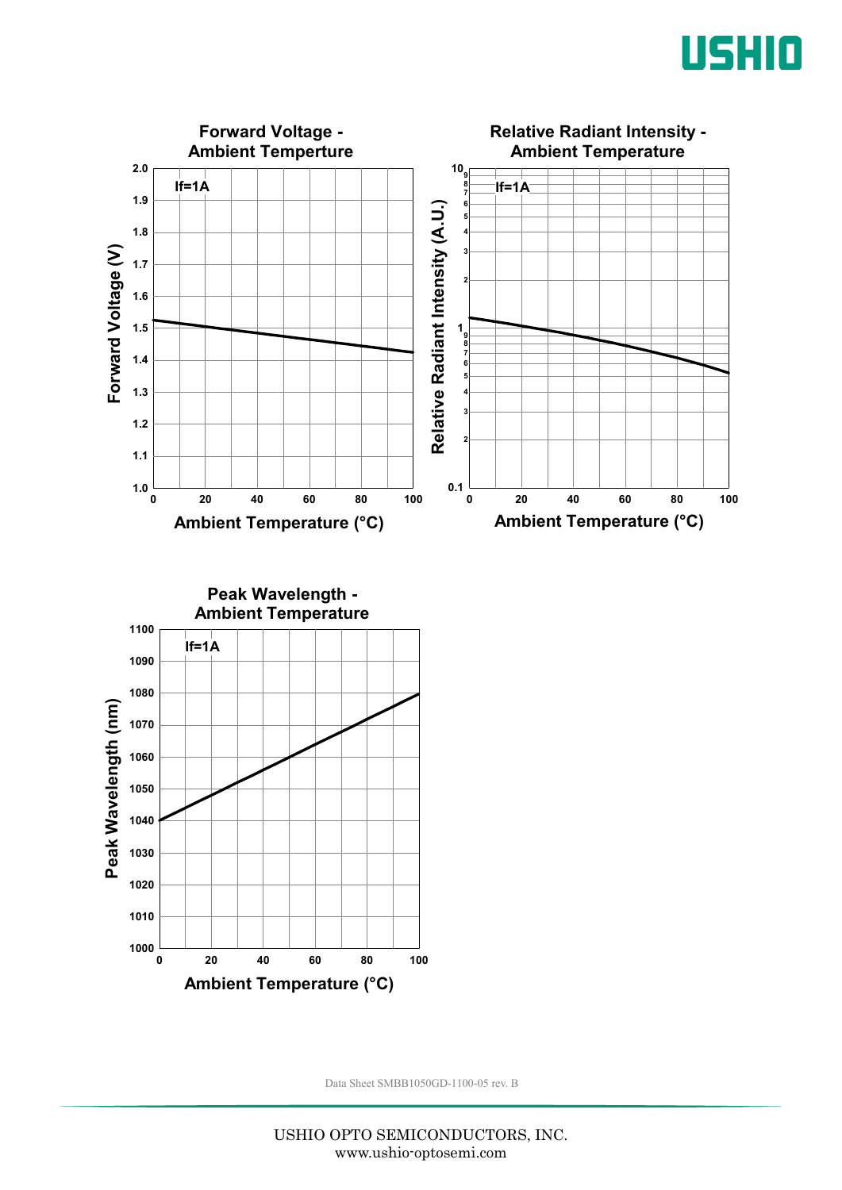### Forward Voltage - Ambient Temperture

If=1A

Forward Voltage (V): 1.0, 1.1, 1.2, 1.3, 1.4, 1.5, 1.6, 1.7, 1.8, 1.9, 2.0

Ambient Temperature (°C): 0, 20, 40, 60, 80, 100

### Relative Radiant Intensity - Ambient Temperature

If=1A

Relative Radiant Intensity (A.U.): 0.1, 1, 10

Ambient Temperature (°C): 0, 20, 40, 60, 80, 100

### Peak Wavelength - Ambient Temperature

If=1A

Peak Wavelength (nm): 1000, 1010, 1020, 1030, 1040, 1050, 1060, 1070, 1080, 1090, 1100

Ambient Temperature (°C): 0, 20, 40, 60, 80, 100

Data Sheet SMBB1050GD-1100-05 rev. B

USHIO OPTO SEMICONDUCTORS, INC.
www.ushio-optosemi.com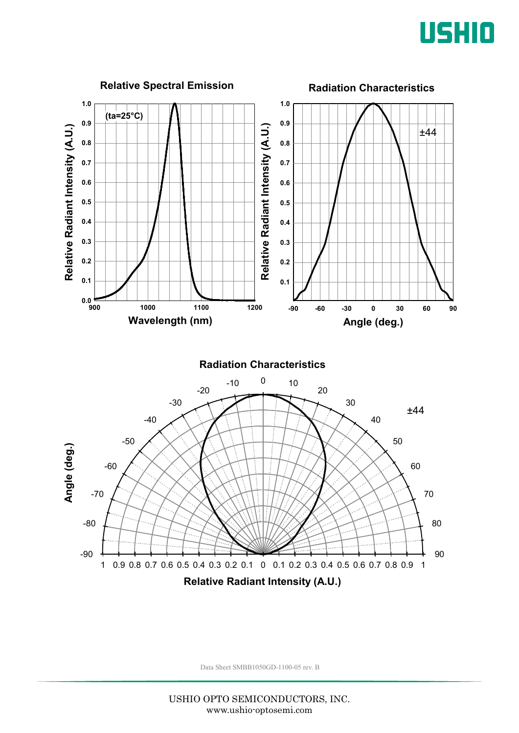**Relative Spectral Emission**

(ta=25°C)

Relative Radiant Intensity (A.U.)

Wavelength (nm)

**Radiation Characteristics**

±44

Relative Radiant Intensity (A.U.)

Angle (deg.)

**Radiation Characteristics**

±44

Angle (deg.)

Relative Radiant Intensity (A.U.)

Data Sheet SMBB1050GD-1100-05 rev. B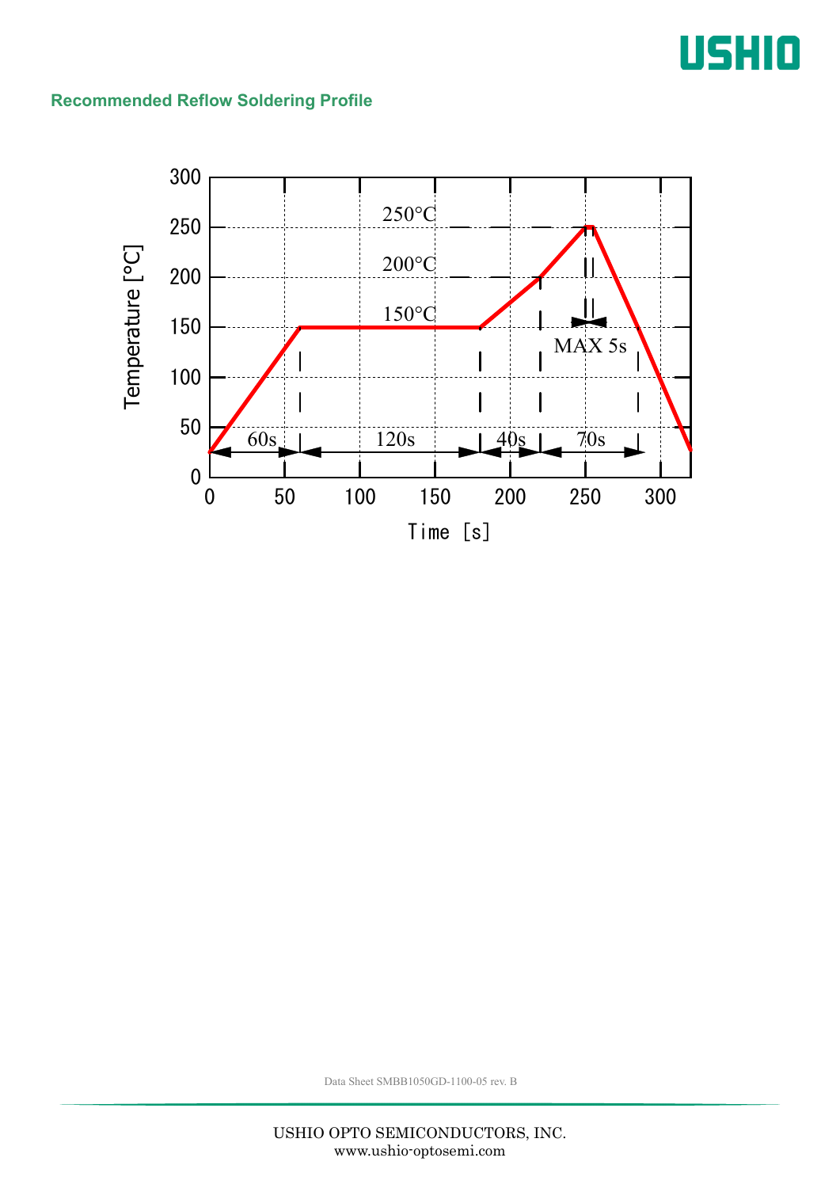## Recommended Reflow Soldering Profile

| Stage | Temperature | Time |
|---|---|---|
| Pre-heat ramp (from 25°C) | to 150°C | 60s |
| Soak | 150°C | 120s |
| Ramp | 150°C to 200°C | 40s |
| Time above 200°C (including peak) | 200°C to 250°C to 200°C | 70s |
| Peak | 250°C | MAX 5s |

Axes: Temperature [°C] (0–300); Time [s] (0–300)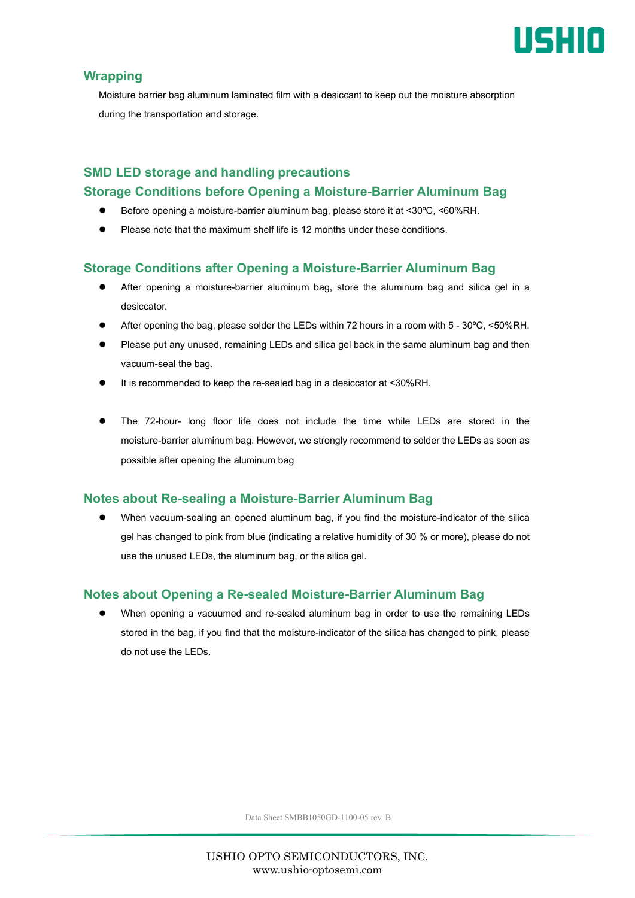## Wrapping

Moisture barrier bag aluminum laminated film with a desiccant to keep out the moisture absorption during the transportation and storage.

## SMD LED storage and handling precautions

### Storage Conditions before Opening a Moisture-Barrier Aluminum Bag

- Before opening a moisture-barrier aluminum bag, please store it at <30ºC, <60%RH.
- Please note that the maximum shelf life is 12 months under these conditions.

### Storage Conditions after Opening a Moisture-Barrier Aluminum Bag

- After opening a moisture-barrier aluminum bag, store the aluminum bag and silica gel in a desiccator.
- After opening the bag, please solder the LEDs within 72 hours in a room with 5 - 30ºC, <50%RH.
- Please put any unused, remaining LEDs and silica gel back in the same aluminum bag and then vacuum-seal the bag.
- It is recommended to keep the re-sealed bag in a desiccator at <30%RH.
- The 72-hour- long floor life does not include the time while LEDs are stored in the moisture-barrier aluminum bag. However, we strongly recommend to solder the LEDs as soon as possible after opening the aluminum bag

### Notes about Re-sealing a Moisture-Barrier Aluminum Bag

- When vacuum-sealing an opened aluminum bag, if you find the moisture-indicator of the silica gel has changed to pink from blue (indicating a relative humidity of 30 % or more), please do not use the unused LEDs, the aluminum bag, or the silica gel.

### Notes about Opening a Re-sealed Moisture-Barrier Aluminum Bag

- When opening a vacuumed and re-sealed aluminum bag in order to use the remaining LEDs stored in the bag, if you find that the moisture-indicator of the silica has changed to pink, please do not use the LEDs.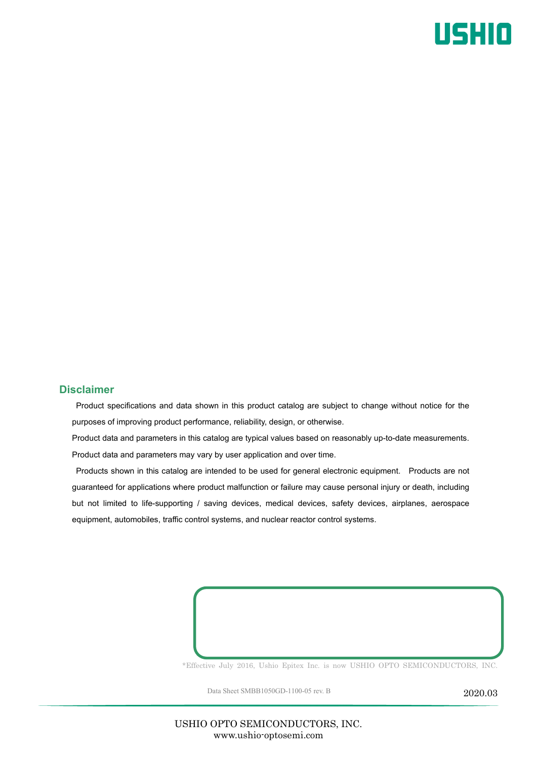## Disclaimer

Product specifications and data shown in this product catalog are subject to change without notice for the purposes of improving product performance, reliability, design, or otherwise.

Product data and parameters in this catalog are typical values based on reasonably up-to-date measurements. Product data and parameters may vary by user application and over time.

Products shown in this catalog are intended to be used for general electronic equipment. Products are not guaranteed for applications where product malfunction or failure may cause personal injury or death, including but not limited to life-supporting / saving devices, medical devices, safety devices, airplanes, aerospace equipment, automobiles, traffic control systems, and nuclear reactor control systems.

*Effective July 2016, Ushio Epitex Inc. is now USHIO OPTO SEMICONDUCTORS, INC.

Data Sheet SMBB1050GD-1100-05 rev. B

2020.03

USHIO OPTO SEMICONDUCTORS, INC.
www.ushio-optosemi.com